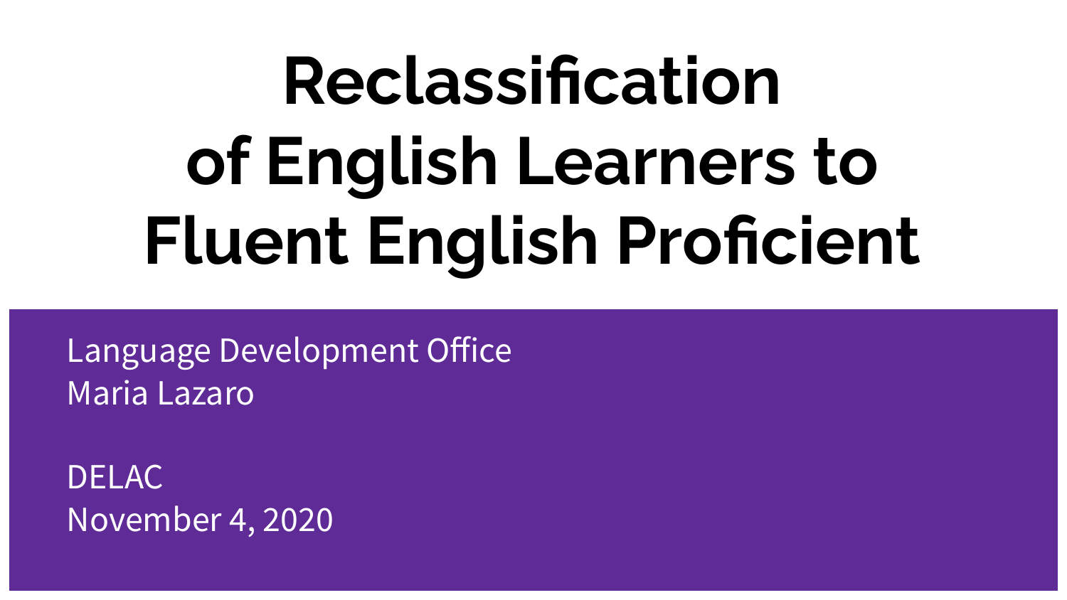# Reclassification of English Learners to Fluent English Proficient

Language Development Office
Maria Lazaro

DELAC
November 4, 2020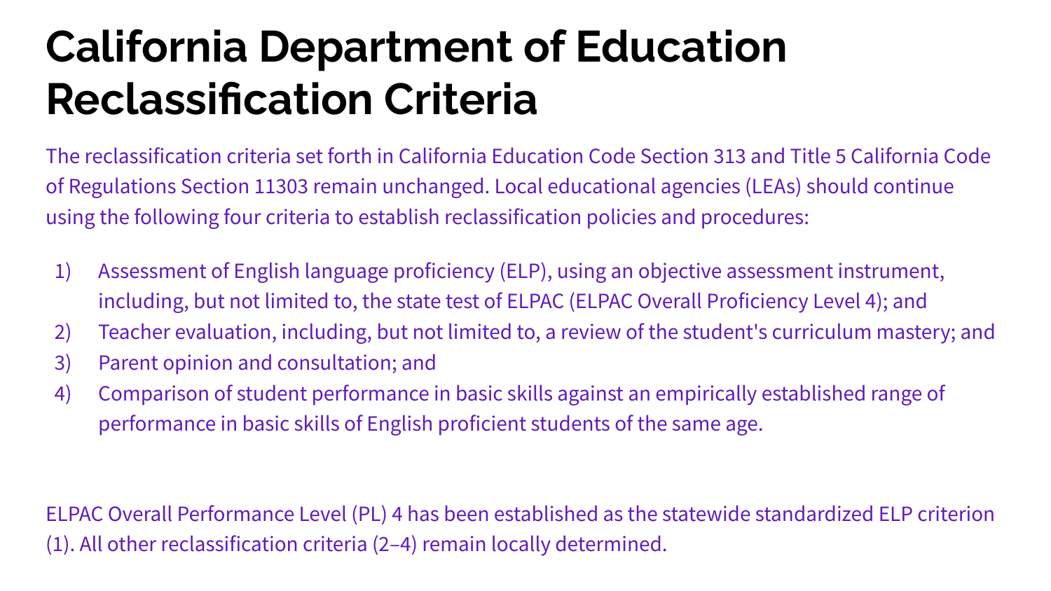# California Department of Education Reclassification Criteria

The reclassification criteria set forth in California Education Code Section 313 and Title 5 California Code of Regulations Section 11303 remain unchanged. Local educational agencies (LEAs) should continue using the following four criteria to establish reclassification policies and procedures:

1) Assessment of English language proficiency (ELP), using an objective assessment instrument, including, but not limited to, the state test of ELPAC (ELPAC Overall Proficiency Level 4); and
2) Teacher evaluation, including, but not limited to, a review of the student's curriculum mastery; and
3) Parent opinion and consultation; and
4) Comparison of student performance in basic skills against an empirically established range of performance in basic skills of English proficient students of the same age.

ELPAC Overall Performance Level (PL) 4 has been established as the statewide standardized ELP criterion (1). All other reclassification criteria (2–4) remain locally determined.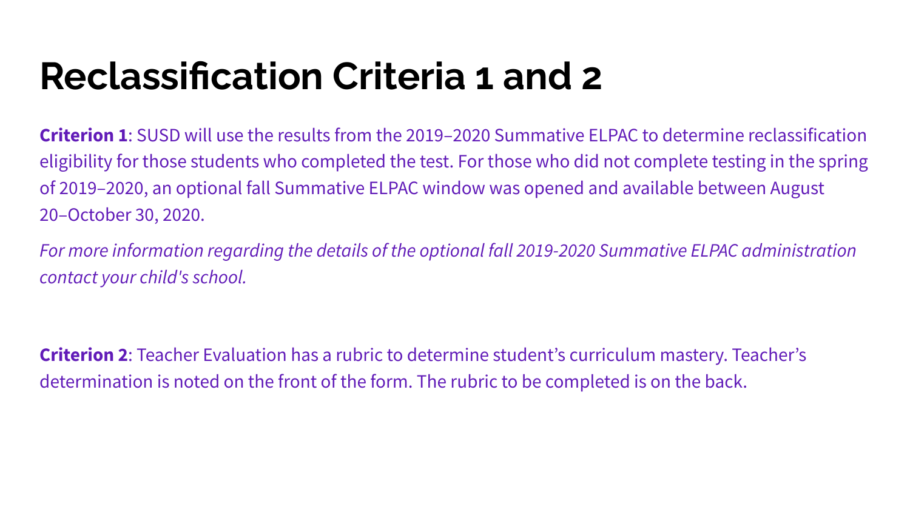# Reclassification Criteria 1 and 2

**Criterion 1**: SUSD will use the results from the 2019–2020 Summative ELPAC to determine reclassification eligibility for those students who completed the test. For those who did not complete testing in the spring of 2019–2020, an optional fall Summative ELPAC window was opened and available between August 20–October 30, 2020.

*For more information regarding the details of the optional fall 2019-2020 Summative ELPAC administration contact your child's school.*

**Criterion 2**: Teacher Evaluation has a rubric to determine student's curriculum mastery. Teacher's determination is noted on the front of the form. The rubric to be completed is on the back.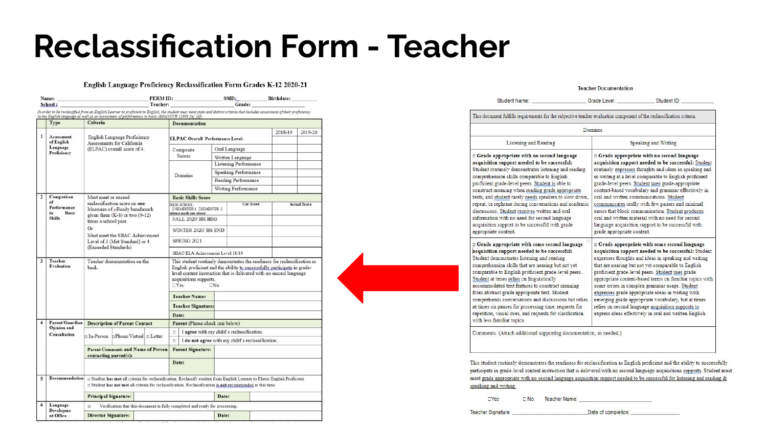# Reclassification Form - Teacher

## English Language Proficiency Reclassification Form Grades K-12 2020-21

Name: ______________ PERM ID: ______________ SSID: ______________ Birthdate: ______________

School: ______________ Teacher: ______________ Grade: ______________

*In order to be reclassified from an English Learner to proficient in English, the student must meet state and district criteria that includes assessment of their proficiency in the English language as well as an assessment of performance in basic skills (5CCR 11303 [a] [d]).*

| | Type | Criteria | Documentation | | | |
|---|---|---|---|---|---|---|
| | | | | | 2018-19 | 2019-20 |
| 1 | Assessment of English Language Proficiency | English Language Proficiency Assessments for California (ELPAC) overall score of 4. | ELPAC Overall Performance Level: | | | |
| | | | Composite Scores | Oral Language | | |
| | | | | Written Language | | |
| | | | Domains | Listening Performance | | |
| | | | | Speaking Performance | | |
| | | | | Reading Performance | | |
| | | | | Writing Performance | | |
| 2 | Comparison of Performance in Basic Skills | Must meet or exceed reclassification score on one Measures of i-Ready benchmark given three (K-8) or two (9-12) times a school year. Or Must meet the SBAC Achievement Level of 3 (Met Standard) or 4 (Exceeded Standards) | Basic Skills Score | | | |
| | | | HIGH SCHOOL: ☐SEMESTER 1 ☐SEMESTER 2 (please mark one above) | Cut Score | Actual Score | |
| | | | FALL 2020/ HS BEG | | | |
| | | | WINTER 2020/ HS END | | | |
| | | | SPRING 2021 | | | |
| | | | SBAC ELA Achievement Level 18/19 | | | |
| 3 | Teacher Evaluation | Teacher documentation on the back. | This student routinely demonstrates the readiness for reclassification as English proficient and the ability to successfully participate in grade-level content instruction that is delivered with no second language acquisitions supports. ☐Yes ☐No | | | |
| | | | Teacher Name: | | | |
| | | | Teacher Signature: | | | |
| | | | Date: | | | |
| 4 | Parent/Guardian Opinion and Consultation | Description of Parent Contact | Parent (Please check one below) | | | |
| | | ☐In-Person ☐Phone/Virtual ☐Letter | ☐ I agree with my child's reclassification. | | | |
| | | | ☐ I do not agree with my child's reclassification. | | | |
| | | Parent Comments and Name of Person contacting parent(s): | Parent Signature: | | | |
| | | | Date: | | | |
| 5 | Recommendation | ☐ Student has met all criteria for reclassification. Reclassify student from English Learner to Fluent English Proficient. ☐ Student has not met all criteria for reclassification. Reclassification is not recommended at this time. | | | | |
| | | Principal Signature: | Date: | | | |
| 6 | Language Development Office | ☐ Verification that this document is fully completed and ready for processing. | | | | |
| | | Director Signature: | Date: | | | |

## Teacher Documentation

Student Name: ______________ Grade Level: ______________ Student ID: ______________

This document fulfills requirements for the subjective teacher evaluation component of the reclassification criteria.

| Domains | |
|---|---|
| Listening and Reading | Speaking and Writing |
| ☐ **Grade appropriate with no second language acquisition support needed to be successful:** Student routinely demonstrates listening and reading comprehension skills comparable to English proficient grade-level peers. Student is able to construct meaning when reading grade appropriate texts, and student rarely needs speakers to slow down, repeat, or rephrase during conversations and academic discussions. Student receives written and oral information with no need for second language acquisition support to be successful with grade appropriate content. | ☐ **Grade appropriate with no second language acquisition support needed to be successful:** Student routinely expresses thoughts and ideas in speaking and in writing at a level comparable to English proficient grade-level peers. Student uses grade-appropriate content-based vocabulary and grammar effectively in oral and written communications. Student communicates orally with few pauses and minimal errors that block communication. Student produces oral and written material with no need for second language acquisition support to be successful with grade appropriate content. |
| ☐ **Grade appropriate with some second language acquisition support needed to be successful:** Student demonstrates listening and reading comprehension skills that are nearing but not yet comparable to English proficient grade-level peers. Student at times relies on linguistically accommodated text features to construct meaning from abstract grade appropriate text. Student comprehends conversations and discussions but relies at times on pauses for processing time, requests for repetition, visual cues, and requests for clarification with less familiar topics. | ☐ **Grade appropriate with some second language acquisition support needed to be successful:** Student expresses thoughts and ideas in speaking and writing that are nearing but not yet comparable to English proficient grade-level peers. Student uses grade appropriate content-based terms on familiar topics with some errors in complex grammar usage. Student expresses grade appropriate ideas in writing with emerging grade appropriate vocabulary, but at times relies on second language acquisition supports to express ideas effectively in oral and written English. |
| Comments: (Attach additional supporting documentation, as needed.) | |

This student routinely demonstrates the readiness for reclassification as English proficient and the ability to successfully participate in grade-level content instruction that is delivered with no second language acquistions supports. Student must meet grade appropriate with no second language acquisition support needed to be successful for listening and reading & speaking and writing.

☐Yes ☐ No Teacher Name: ______________

Teacher Signature: ______________ Date of completion: ______________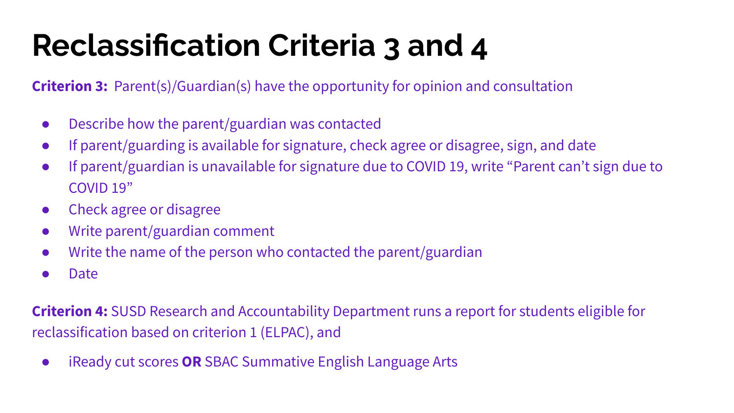# Reclassification Criteria 3 and 4

**Criterion 3:** Parent(s)/Guardian(s) have the opportunity for opinion and consultation

- Describe how the parent/guardian was contacted
- If parent/guarding is available for signature, check agree or disagree, sign, and date
- If parent/guardian is unavailable for signature due to COVID 19, write “Parent can’t sign due to COVID 19”
- Check agree or disagree
- Write parent/guardian comment
- Write the name of the person who contacted the parent/guardian
- Date

**Criterion 4:** SUSD Research and Accountability Department runs a report for students eligible for reclassification based on criterion 1 (ELPAC), and

- iReady cut scores **OR** SBAC Summative English Language Arts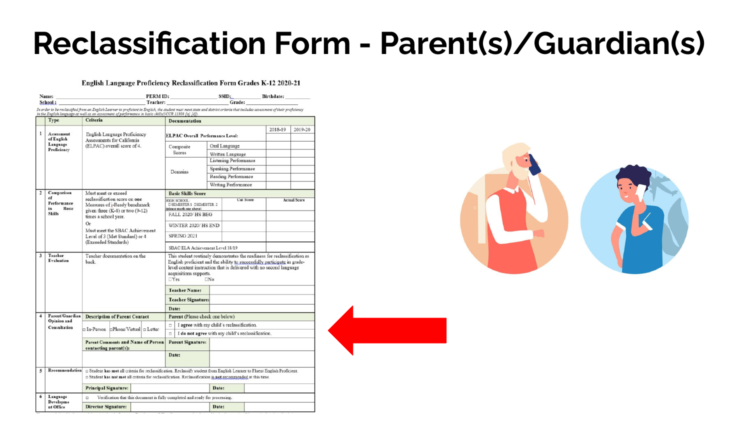# Reclassification Form - Parent(s)/Guardian(s)

**English Language Proficiency Reclassification Form Grades K-12 2020-21**

Name: ______________________ PERM ID: ______________ SSID: __________ Birthdate: __________

School: ______________________ Teacher: ______________________ Grade: __________

*In order to be reclassified from an English Learner to proficient in English, the student must meet state and district criteria that includes assessment of their proficiency in the English language as well as an assessment of performance in basic skills(5CCR 11303 [a] [d]).*

| | Type | Criteria | Documentation | | | |
|---|---|---|---|---|---|---|
| 1 | Assessment of English Language Proficiency | English Language Proficiency Assessments for California (ELPAC) overall score of 4. | | | 2018-19 | 2019-20 |
| | | | ELPAC Overall Performance Level: | | | |
| | | | Composite Scores | Oral Language | | |
| | | | | Written Language | | |
| | | | Domains | Listening Performance | | |
| | | | | Speaking Performance | | |
| | | | | Reading Performance | | |
| | | | | Writing Performance | | |
| 2 | Comparison of Performance in Basic Skills | Must meet or exceed reclassification score on one Measures of i-Ready benchmark given three (K-8) or two (9-12) times a school year. Or Must meet the SBAC Achievement Level of 3 (Met Standard) or 4 (Exceeded Standards) | Basic Skills Score | | | |
| | | | HIGH SCHOOL: ☐ SEMESTER 1 ☐SEMESTER 2 (please mark one above) | Cut Score | Actual Score | |
| | | | FALL 2020/ HS BEG | | | |
| | | | WINTER 2020/ HS END | | | |
| | | | SPRING 2021 | | | |
| | | | SBAC ELA Achievement Level 18/19 | | | |
| 3 | Teacher Evaluation | Teacher documentation on the back. | This student routinely demonstrates the readiness for reclassification as English proficient and the ability to successfully participate in grade-level content instruction that is delivered with no second language acquisitions supports. ☐Yes ☐No | | | |
| | | | Teacher Name: | | | |
| | | | Teacher Signature: | | | |
| | | | Date: | | | |
| 4 | Parent/Guardian Opinion and Consultation | Description of Parent Contact | Parent (Please check one below) | | | |
| | | ☐ In-Person ☐Phone/Virtual ☐ Letter | ☐ I agree with my child's reclassification. | | | |
| | | | ☐ I do not agree with my child's reclassification. | | | |
| | | Parent Comments and Name of Person contacting parent(s): | Parent Signature: | | | |
| | | | Date: | | | |
| 5 | Recommendation | ☐ Student has met all criteria for reclassification. Reclassify student from English Learner to Fluent English Proficient. ☐ Student has not met all criteria for reclassification. Reclassification is not recommended at this time. | | | | |
| | | Principal Signature: | | Date: | | |
| 6 | Language Development Office | ☐ Verification that this document is fully completed and ready for processing. | | | | |
| | | Director Signature: | | Date: | | |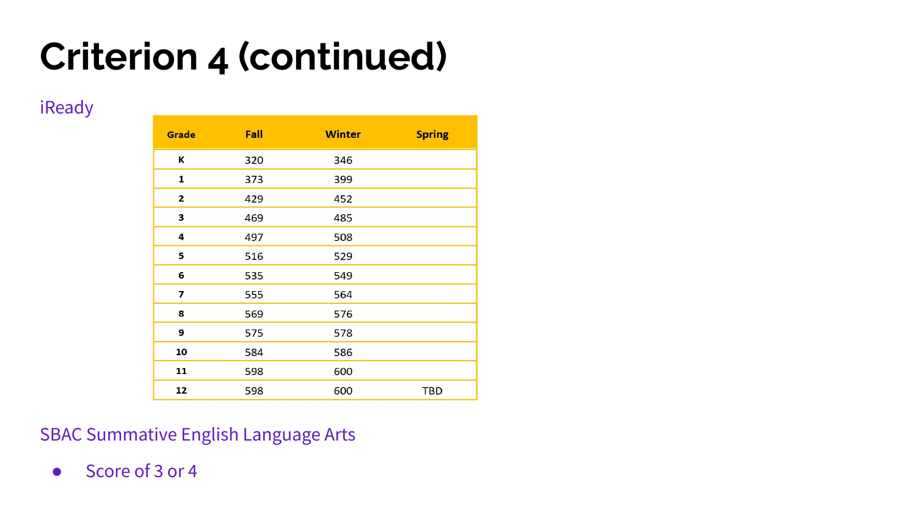# Criterion 4 (continued)

## iReady

| Grade | Fall | Winter | Spring |
| --- | --- | --- | --- |
| K | 320 | 346 | |
| 1 | 373 | 399 | |
| 2 | 429 | 452 | |
| 3 | 469 | 485 | |
| 4 | 497 | 508 | |
| 5 | 516 | 529 | |
| 6 | 535 | 549 | |
| 7 | 555 | 564 | |
| 8 | 569 | 576 | |
| 9 | 575 | 578 | |
| 10 | 584 | 586 | |
| 11 | 598 | 600 | |
| 12 | 598 | 600 | TBD |

## SBAC Summative English Language Arts

- Score of 3 or 4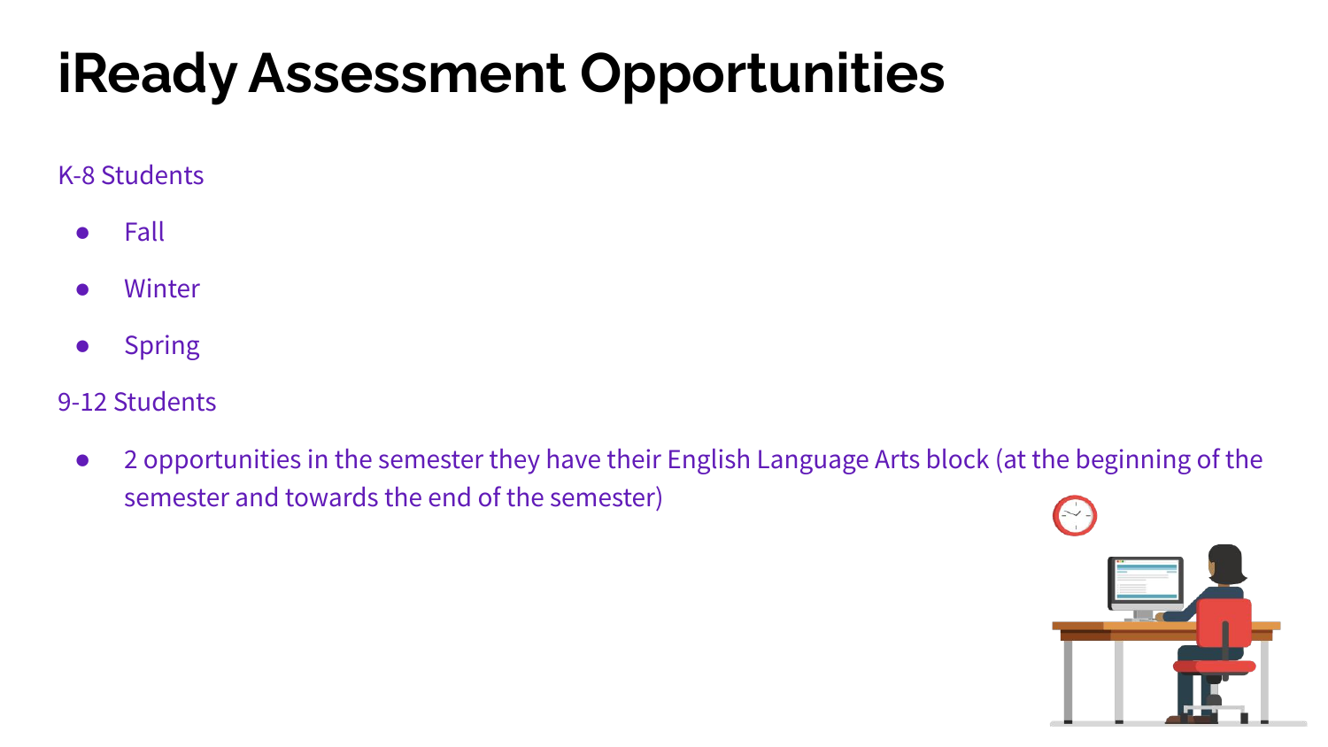# iReady Assessment Opportunities

K-8 Students

- Fall
- Winter
- Spring

9-12 Students

- 2 opportunities in the semester they have their English Language Arts block (at the beginning of the semester and towards the end of the semester)